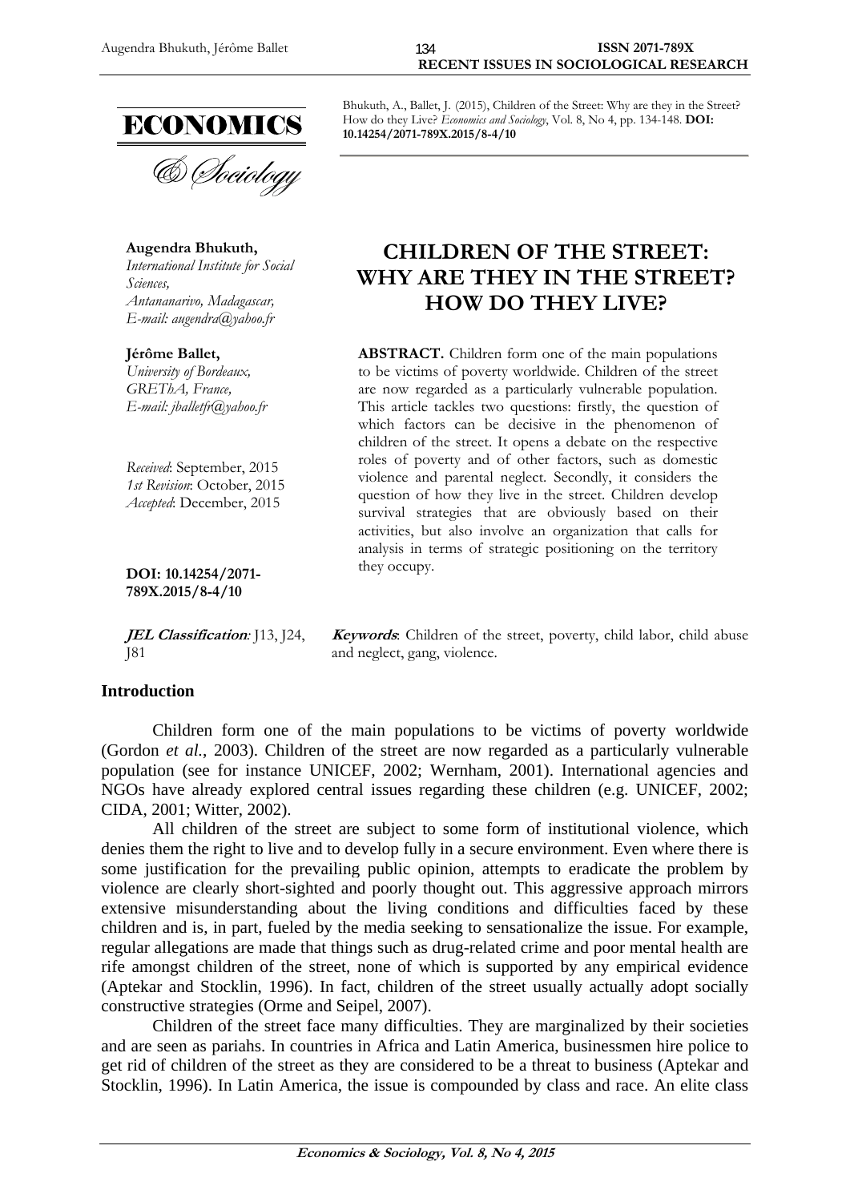Bhukuth, A., Ballet, J. (2015), Children of the Street: Why are they in the Street? How do they Live? *Economics and Sociology*, Vol. 8, No 4, pp. 134-148. **DOI: 10.14254/2071-789X.2015/8-4/10**

**Augendra Bhukuth,**
*International Institute for Social Sciences,*
*Antananarivo, Madagascar,*
*E-mail: augendra@yahoo.fr*

**Jérôme Ballet,**
*University of Bordeaux,*
*GREThA, France,*
*E-mail: jballetfr@yahoo.fr*

*Received*: September, 2015
*1st Revision*: October, 2015
*Accepted*: December, 2015

**DOI: 10.14254/2071-789X.2015/8-4/10**

# CHILDREN OF THE STREET: WHY ARE THEY IN THE STREET? HOW DO THEY LIVE?

**ABSTRACT.** Children form one of the main populations to be victims of poverty worldwide. Children of the street are now regarded as a particularly vulnerable population. This article tackles two questions: firstly, the question of which factors can be decisive in the phenomenon of children of the street. It opens a debate on the respective roles of poverty and of other factors, such as domestic violence and parental neglect. Secondly, it considers the question of how they live in the street. Children develop survival strategies that are obviously based on their activities, but also involve an organization that calls for analysis in terms of strategic positioning on the territory they occupy.

***JEL Classification*:** J13, J24, J81

***Keywords*:** Children of the street, poverty, child labor, child abuse and neglect, gang, violence.

## Introduction

Children form one of the main populations to be victims of poverty worldwide (Gordon *et al.*, 2003). Children of the street are now regarded as a particularly vulnerable population (see for instance UNICEF, 2002; Wernham, 2001). International agencies and NGOs have already explored central issues regarding these children (e.g. UNICEF, 2002; CIDA, 2001; Witter, 2002).

All children of the street are subject to some form of institutional violence, which denies them the right to live and to develop fully in a secure environment. Even where there is some justification for the prevailing public opinion, attempts to eradicate the problem by violence are clearly short-sighted and poorly thought out. This aggressive approach mirrors extensive misunderstanding about the living conditions and difficulties faced by these children and is, in part, fueled by the media seeking to sensationalize the issue. For example, regular allegations are made that things such as drug-related crime and poor mental health are rife amongst children of the street, none of which is supported by any empirical evidence (Aptekar and Stocklin, 1996). In fact, children of the street usually actually adopt socially constructive strategies (Orme and Seipel, 2007).

Children of the street face many difficulties. They are marginalized by their societies and are seen as pariahs. In countries in Africa and Latin America, businessmen hire police to get rid of children of the street as they are considered to be a threat to business (Aptekar and Stocklin, 1996). In Latin America, the issue is compounded by class and race. An elite class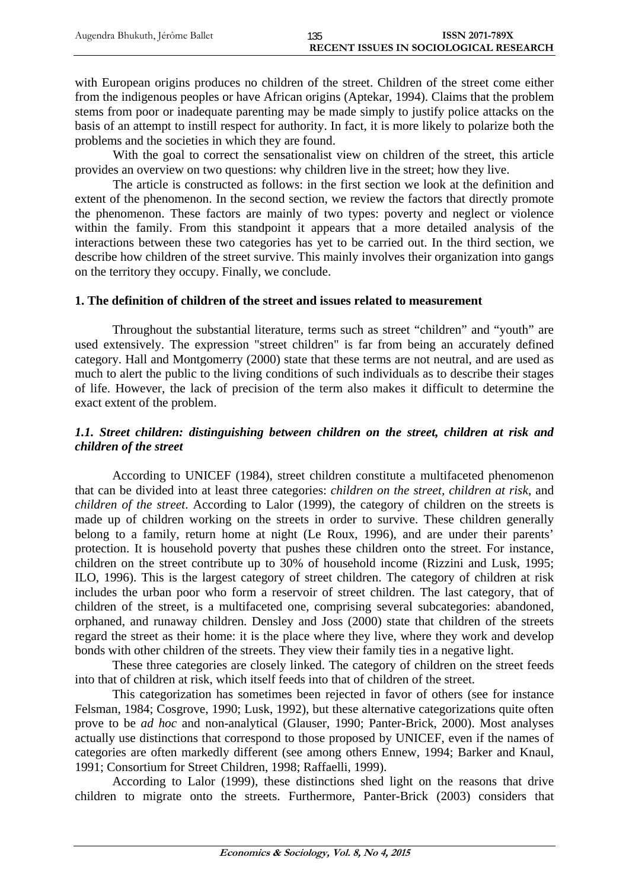with European origins produces no children of the street. Children of the street come either from the indigenous peoples or have African origins (Aptekar, 1994). Claims that the problem stems from poor or inadequate parenting may be made simply to justify police attacks on the basis of an attempt to instill respect for authority. In fact, it is more likely to polarize both the problems and the societies in which they are found.

With the goal to correct the sensationalist view on children of the street, this article provides an overview on two questions: why children live in the street; how they live.

The article is constructed as follows: in the first section we look at the definition and extent of the phenomenon. In the second section, we review the factors that directly promote the phenomenon. These factors are mainly of two types: poverty and neglect or violence within the family. From this standpoint it appears that a more detailed analysis of the interactions between these two categories has yet to be carried out. In the third section, we describe how children of the street survive. This mainly involves their organization into gangs on the territory they occupy. Finally, we conclude.

## 1. The definition of children of the street and issues related to measurement

Throughout the substantial literature, terms such as street "children" and "youth" are used extensively. The expression "street children" is far from being an accurately defined category. Hall and Montgomerry (2000) state that these terms are not neutral, and are used as much to alert the public to the living conditions of such individuals as to describe their stages of life. However, the lack of precision of the term also makes it difficult to determine the exact extent of the problem.

### *1.1. Street children: distinguishing between children on the street, children at risk and children of the street*

According to UNICEF (1984), street children constitute a multifaceted phenomenon that can be divided into at least three categories: *children on the street, children at risk*, and *children of the street*. According to Lalor (1999), the category of children on the streets is made up of children working on the streets in order to survive. These children generally belong to a family, return home at night (Le Roux, 1996), and are under their parents' protection. It is household poverty that pushes these children onto the street. For instance, children on the street contribute up to 30% of household income (Rizzini and Lusk, 1995; ILO, 1996). This is the largest category of street children. The category of children at risk includes the urban poor who form a reservoir of street children. The last category, that of children of the street, is a multifaceted one, comprising several subcategories: abandoned, orphaned, and runaway children. Densley and Joss (2000) state that children of the streets regard the street as their home: it is the place where they live, where they work and develop bonds with other children of the streets. They view their family ties in a negative light.

These three categories are closely linked. The category of children on the street feeds into that of children at risk, which itself feeds into that of children of the street.

This categorization has sometimes been rejected in favor of others (see for instance Felsman, 1984; Cosgrove, 1990; Lusk, 1992), but these alternative categorizations quite often prove to be *ad hoc* and non-analytical (Glauser, 1990; Panter-Brick, 2000). Most analyses actually use distinctions that correspond to those proposed by UNICEF, even if the names of categories are often markedly different (see among others Ennew, 1994; Barker and Knaul, 1991; Consortium for Street Children, 1998; Raffaelli, 1999).

According to Lalor (1999), these distinctions shed light on the reasons that drive children to migrate onto the streets. Furthermore, Panter-Brick (2003) considers that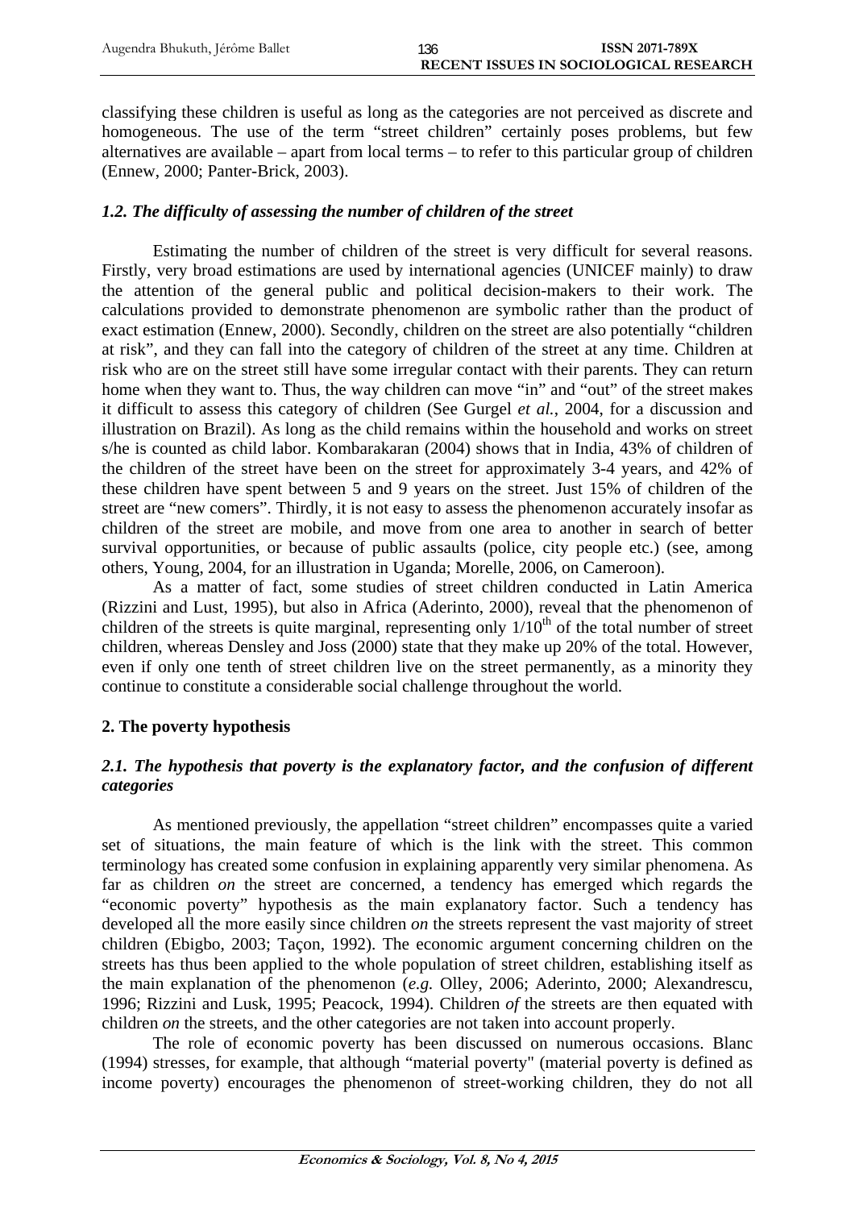classifying these children is useful as long as the categories are not perceived as discrete and homogeneous. The use of the term "street children" certainly poses problems, but few alternatives are available – apart from local terms – to refer to this particular group of children (Ennew, 2000; Panter-Brick, 2003).

### *1.2. The difficulty of assessing the number of children of the street*

Estimating the number of children of the street is very difficult for several reasons. Firstly, very broad estimations are used by international agencies (UNICEF mainly) to draw the attention of the general public and political decision-makers to their work. The calculations provided to demonstrate phenomenon are symbolic rather than the product of exact estimation (Ennew, 2000). Secondly, children on the street are also potentially "children at risk", and they can fall into the category of children of the street at any time. Children at risk who are on the street still have some irregular contact with their parents. They can return home when they want to. Thus, the way children can move "in" and "out" of the street makes it difficult to assess this category of children (See Gurgel *et al.*, 2004, for a discussion and illustration on Brazil). As long as the child remains within the household and works on street s/he is counted as child labor. Kombarakaran (2004) shows that in India, 43% of children of the children of the street have been on the street for approximately 3-4 years, and 42% of these children have spent between 5 and 9 years on the street. Just 15% of children of the street are "new comers". Thirdly, it is not easy to assess the phenomenon accurately insofar as children of the street are mobile, and move from one area to another in search of better survival opportunities, or because of public assaults (police, city people etc.) (see, among others, Young, 2004, for an illustration in Uganda; Morelle, 2006, on Cameroon).

As a matter of fact, some studies of street children conducted in Latin America (Rizzini and Lust, 1995), but also in Africa (Aderinto, 2000), reveal that the phenomenon of children of the streets is quite marginal, representing only $1/10^{th}$ of the total number of street children, whereas Densley and Joss (2000) state that they make up 20% of the total. However, even if only one tenth of street children live on the street permanently, as a minority they continue to constitute a considerable social challenge throughout the world.

## 2. The poverty hypothesis

### *2.1. The hypothesis that poverty is the explanatory factor, and the confusion of different categories*

As mentioned previously, the appellation "street children" encompasses quite a varied set of situations, the main feature of which is the link with the street. This common terminology has created some confusion in explaining apparently very similar phenomena. As far as children *on* the street are concerned, a tendency has emerged which regards the "economic poverty" hypothesis as the main explanatory factor. Such a tendency has developed all the more easily since children *on* the streets represent the vast majority of street children (Ebigbo, 2003; Taçon, 1992). The economic argument concerning children on the streets has thus been applied to the whole population of street children, establishing itself as the main explanation of the phenomenon (*e.g.* Olley, 2006; Aderinto, 2000; Alexandrescu, 1996; Rizzini and Lusk, 1995; Peacock, 1994). Children *of* the streets are then equated with children *on* the streets, and the other categories are not taken into account properly.

The role of economic poverty has been discussed on numerous occasions. Blanc (1994) stresses, for example, that although "material poverty" (material poverty is defined as income poverty) encourages the phenomenon of street-working children, they do not all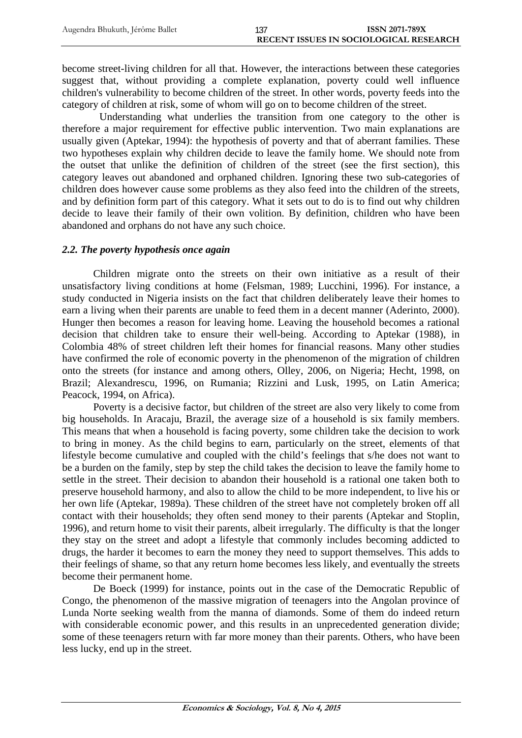become street-living children for all that. However, the interactions between these categories suggest that, without providing a complete explanation, poverty could well influence children's vulnerability to become children of the street. In other words, poverty feeds into the category of children at risk, some of whom will go on to become children of the street.

Understanding what underlies the transition from one category to the other is therefore a major requirement for effective public intervention. Two main explanations are usually given (Aptekar, 1994): the hypothesis of poverty and that of aberrant families. These two hypotheses explain why children decide to leave the family home. We should note from the outset that unlike the definition of children of the street (see the first section), this category leaves out abandoned and orphaned children. Ignoring these two sub-categories of children does however cause some problems as they also feed into the children of the streets, and by definition form part of this category. What it sets out to do is to find out why children decide to leave their family of their own volition. By definition, children who have been abandoned and orphans do not have any such choice.

### *2.2. The poverty hypothesis once again*

Children migrate onto the streets on their own initiative as a result of their unsatisfactory living conditions at home (Felsman, 1989; Lucchini, 1996). For instance, a study conducted in Nigeria insists on the fact that children deliberately leave their homes to earn a living when their parents are unable to feed them in a decent manner (Aderinto, 2000). Hunger then becomes a reason for leaving home. Leaving the household becomes a rational decision that children take to ensure their well-being. According to Aptekar (1988), in Colombia 48% of street children left their homes for financial reasons. Many other studies have confirmed the role of economic poverty in the phenomenon of the migration of children onto the streets (for instance and among others, Olley, 2006, on Nigeria; Hecht, 1998, on Brazil; Alexandrescu, 1996, on Rumania; Rizzini and Lusk, 1995, on Latin America; Peacock, 1994, on Africa).

Poverty is a decisive factor, but children of the street are also very likely to come from big households. In Aracaju, Brazil, the average size of a household is six family members. This means that when a household is facing poverty, some children take the decision to work to bring in money. As the child begins to earn, particularly on the street, elements of that lifestyle become cumulative and coupled with the child's feelings that s/he does not want to be a burden on the family, step by step the child takes the decision to leave the family home to settle in the street. Their decision to abandon their household is a rational one taken both to preserve household harmony, and also to allow the child to be more independent, to live his or her own life (Aptekar, 1989a). These children of the street have not completely broken off all contact with their households; they often send money to their parents (Aptekar and Stoplin, 1996), and return home to visit their parents, albeit irregularly. The difficulty is that the longer they stay on the street and adopt a lifestyle that commonly includes becoming addicted to drugs, the harder it becomes to earn the money they need to support themselves. This adds to their feelings of shame, so that any return home becomes less likely, and eventually the streets become their permanent home.

De Boeck (1999) for instance, points out in the case of the Democratic Republic of Congo, the phenomenon of the massive migration of teenagers into the Angolan province of Lunda Norte seeking wealth from the manna of diamonds. Some of them do indeed return with considerable economic power, and this results in an unprecedented generation divide; some of these teenagers return with far more money than their parents. Others, who have been less lucky, end up in the street.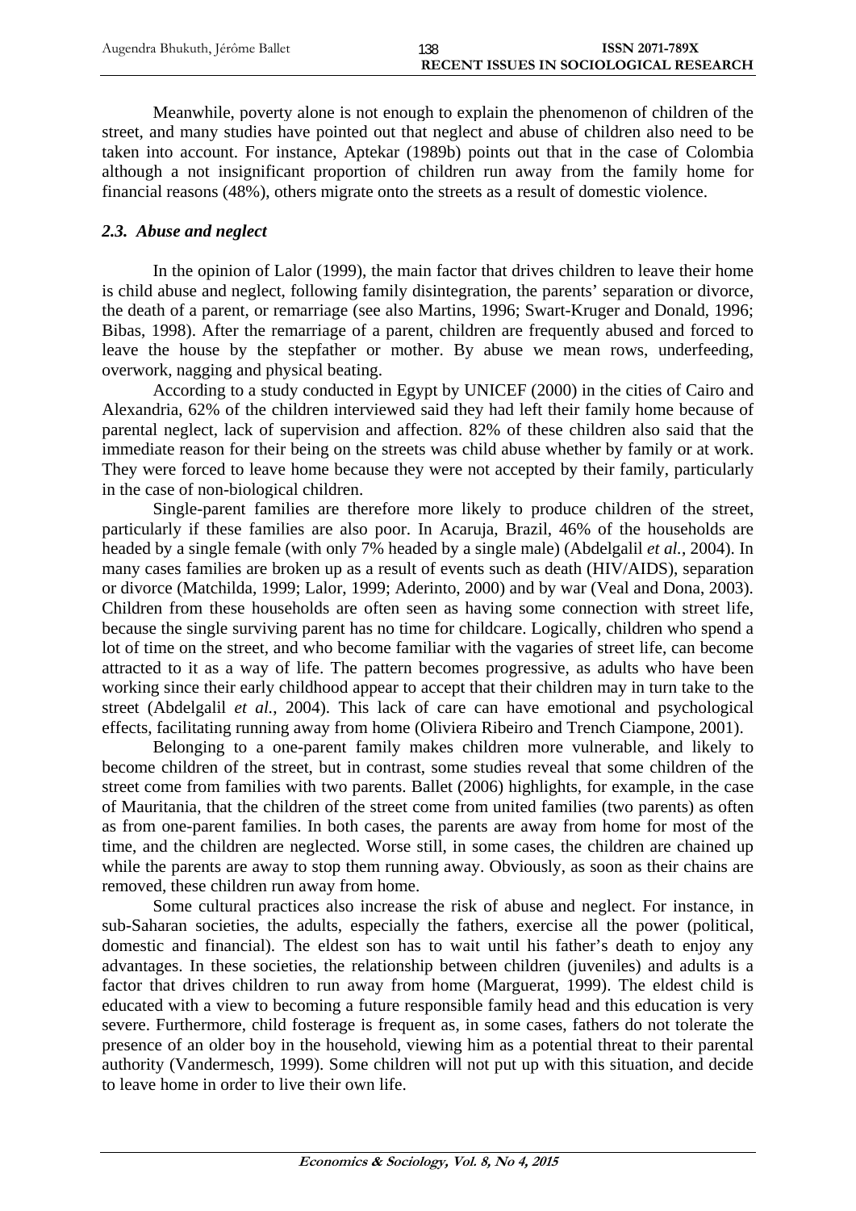Meanwhile, poverty alone is not enough to explain the phenomenon of children of the street, and many studies have pointed out that neglect and abuse of children also need to be taken into account. For instance, Aptekar (1989b) points out that in the case of Colombia although a not insignificant proportion of children run away from the family home for financial reasons (48%), others migrate onto the streets as a result of domestic violence.

### *2.3. Abuse and neglect*

In the opinion of Lalor (1999), the main factor that drives children to leave their home is child abuse and neglect, following family disintegration, the parents' separation or divorce, the death of a parent, or remarriage (see also Martins, 1996; Swart-Kruger and Donald, 1996; Bibas, 1998). After the remarriage of a parent, children are frequently abused and forced to leave the house by the stepfather or mother. By abuse we mean rows, underfeeding, overwork, nagging and physical beating.

According to a study conducted in Egypt by UNICEF (2000) in the cities of Cairo and Alexandria, 62% of the children interviewed said they had left their family home because of parental neglect, lack of supervision and affection. 82% of these children also said that the immediate reason for their being on the streets was child abuse whether by family or at work. They were forced to leave home because they were not accepted by their family, particularly in the case of non-biological children.

Single-parent families are therefore more likely to produce children of the street, particularly if these families are also poor. In Acaruja, Brazil, 46% of the households are headed by a single female (with only 7% headed by a single male) (Abdelgalil *et al.*, 2004). In many cases families are broken up as a result of events such as death (HIV/AIDS), separation or divorce (Matchilda, 1999; Lalor, 1999; Aderinto, 2000) and by war (Veal and Dona, 2003). Children from these households are often seen as having some connection with street life, because the single surviving parent has no time for childcare. Logically, children who spend a lot of time on the street, and who become familiar with the vagaries of street life, can become attracted to it as a way of life. The pattern becomes progressive, as adults who have been working since their early childhood appear to accept that their children may in turn take to the street (Abdelgalil *et al.*, 2004). This lack of care can have emotional and psychological effects, facilitating running away from home (Oliviera Ribeiro and Trench Ciampone, 2001).

Belonging to a one-parent family makes children more vulnerable, and likely to become children of the street, but in contrast, some studies reveal that some children of the street come from families with two parents. Ballet (2006) highlights, for example, in the case of Mauritania, that the children of the street come from united families (two parents) as often as from one-parent families. In both cases, the parents are away from home for most of the time, and the children are neglected. Worse still, in some cases, the children are chained up while the parents are away to stop them running away. Obviously, as soon as their chains are removed, these children run away from home.

Some cultural practices also increase the risk of abuse and neglect. For instance, in sub-Saharan societies, the adults, especially the fathers, exercise all the power (political, domestic and financial). The eldest son has to wait until his father's death to enjoy any advantages. In these societies, the relationship between children (juveniles) and adults is a factor that drives children to run away from home (Marguerat, 1999). The eldest child is educated with a view to becoming a future responsible family head and this education is very severe. Furthermore, child fosterage is frequent as, in some cases, fathers do not tolerate the presence of an older boy in the household, viewing him as a potential threat to their parental authority (Vandermesch, 1999). Some children will not put up with this situation, and decide to leave home in order to live their own life.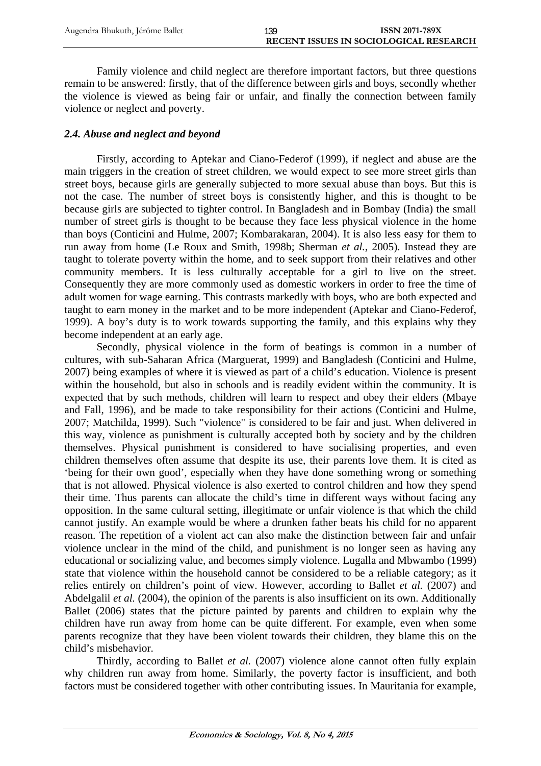Family violence and child neglect are therefore important factors, but three questions remain to be answered: firstly, that of the difference between girls and boys, secondly whether the violence is viewed as being fair or unfair, and finally the connection between family violence or neglect and poverty.

### *2.4. Abuse and neglect and beyond*

Firstly, according to Aptekar and Ciano-Federof (1999), if neglect and abuse are the main triggers in the creation of street children, we would expect to see more street girls than street boys, because girls are generally subjected to more sexual abuse than boys. But this is not the case. The number of street boys is consistently higher, and this is thought to be because girls are subjected to tighter control. In Bangladesh and in Bombay (India) the small number of street girls is thought to be because they face less physical violence in the home than boys (Conticini and Hulme, 2007; Kombarakaran, 2004). It is also less easy for them to run away from home (Le Roux and Smith, 1998b; Sherman *et al.*, 2005). Instead they are taught to tolerate poverty within the home, and to seek support from their relatives and other community members. It is less culturally acceptable for a girl to live on the street. Consequently they are more commonly used as domestic workers in order to free the time of adult women for wage earning. This contrasts markedly with boys, who are both expected and taught to earn money in the market and to be more independent (Aptekar and Ciano-Federof, 1999). A boy's duty is to work towards supporting the family, and this explains why they become independent at an early age.

Secondly, physical violence in the form of beatings is common in a number of cultures, with sub-Saharan Africa (Marguerat, 1999) and Bangladesh (Conticini and Hulme, 2007) being examples of where it is viewed as part of a child's education. Violence is present within the household, but also in schools and is readily evident within the community. It is expected that by such methods, children will learn to respect and obey their elders (Mbaye and Fall, 1996), and be made to take responsibility for their actions (Conticini and Hulme, 2007; Matchilda, 1999). Such "violence" is considered to be fair and just. When delivered in this way, violence as punishment is culturally accepted both by society and by the children themselves. Physical punishment is considered to have socialising properties, and even children themselves often assume that despite its use, their parents love them. It is cited as 'being for their own good', especially when they have done something wrong or something that is not allowed. Physical violence is also exerted to control children and how they spend their time. Thus parents can allocate the child's time in different ways without facing any opposition. In the same cultural setting, illegitimate or unfair violence is that which the child cannot justify. An example would be where a drunken father beats his child for no apparent reason. The repetition of a violent act can also make the distinction between fair and unfair violence unclear in the mind of the child, and punishment is no longer seen as having any educational or socializing value, and becomes simply violence. Lugalla and Mbwambo (1999) state that violence within the household cannot be considered to be a reliable category; as it relies entirely on children's point of view. However, according to Ballet *et al.* (2007) and Abdelgalil *et al.* (2004), the opinion of the parents is also insufficient on its own. Additionally Ballet (2006) states that the picture painted by parents and children to explain why the children have run away from home can be quite different. For example, even when some parents recognize that they have been violent towards their children, they blame this on the child's misbehavior.

Thirdly, according to Ballet *et al.* (2007) violence alone cannot often fully explain why children run away from home. Similarly, the poverty factor is insufficient, and both factors must be considered together with other contributing issues. In Mauritania for example,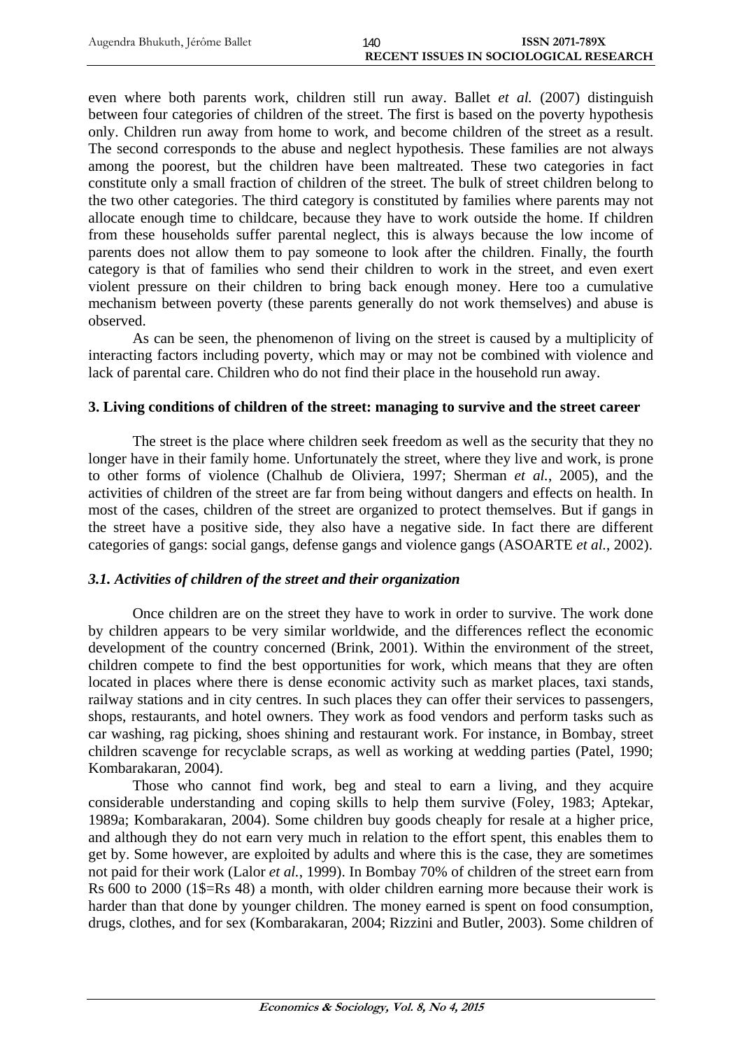even where both parents work, children still run away. Ballet *et al.* (2007) distinguish between four categories of children of the street. The first is based on the poverty hypothesis only. Children run away from home to work, and become children of the street as a result. The second corresponds to the abuse and neglect hypothesis. These families are not always among the poorest, but the children have been maltreated. These two categories in fact constitute only a small fraction of children of the street. The bulk of street children belong to the two other categories. The third category is constituted by families where parents may not allocate enough time to childcare, because they have to work outside the home. If children from these households suffer parental neglect, this is always because the low income of parents does not allow them to pay someone to look after the children. Finally, the fourth category is that of families who send their children to work in the street, and even exert violent pressure on their children to bring back enough money. Here too a cumulative mechanism between poverty (these parents generally do not work themselves) and abuse is observed.

As can be seen, the phenomenon of living on the street is caused by a multiplicity of interacting factors including poverty, which may or may not be combined with violence and lack of parental care. Children who do not find their place in the household run away.

## 3. Living conditions of children of the street: managing to survive and the street career

The street is the place where children seek freedom as well as the security that they no longer have in their family home. Unfortunately the street, where they live and work, is prone to other forms of violence (Chalhub de Oliviera, 1997; Sherman *et al.*, 2005), and the activities of children of the street are far from being without dangers and effects on health. In most of the cases, children of the street are organized to protect themselves. But if gangs in the street have a positive side, they also have a negative side. In fact there are different categories of gangs: social gangs, defense gangs and violence gangs (ASOARTE *et al.*, 2002).

### *3.1. Activities of children of the street and their organization*

Once children are on the street they have to work in order to survive. The work done by children appears to be very similar worldwide, and the differences reflect the economic development of the country concerned (Brink, 2001). Within the environment of the street, children compete to find the best opportunities for work, which means that they are often located in places where there is dense economic activity such as market places, taxi stands, railway stations and in city centres. In such places they can offer their services to passengers, shops, restaurants, and hotel owners. They work as food vendors and perform tasks such as car washing, rag picking, shoes shining and restaurant work. For instance, in Bombay, street children scavenge for recyclable scraps, as well as working at wedding parties (Patel, 1990; Kombarakaran, 2004).

Those who cannot find work, beg and steal to earn a living, and they acquire considerable understanding and coping skills to help them survive (Foley, 1983; Aptekar, 1989a; Kombarakaran, 2004). Some children buy goods cheaply for resale at a higher price, and although they do not earn very much in relation to the effort spent, this enables them to get by. Some however, are exploited by adults and where this is the case, they are sometimes not paid for their work (Lalor *et al.*, 1999). In Bombay 70% of children of the street earn from Rs 600 to 2000 (1$=Rs 48) a month, with older children earning more because their work is harder than that done by younger children. The money earned is spent on food consumption, drugs, clothes, and for sex (Kombarakaran, 2004; Rizzini and Butler, 2003). Some children of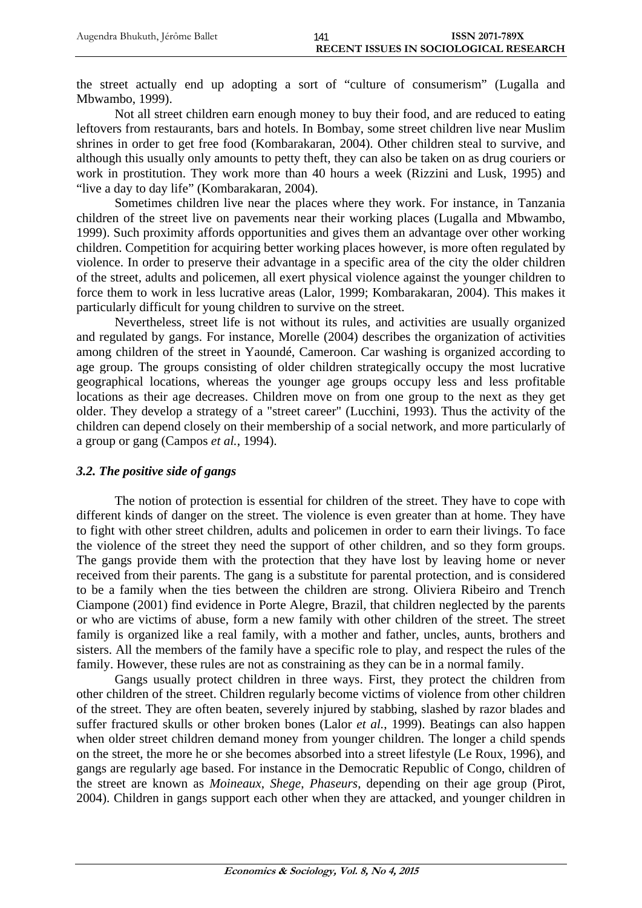the street actually end up adopting a sort of "culture of consumerism" (Lugalla and Mbwambo, 1999).

Not all street children earn enough money to buy their food, and are reduced to eating leftovers from restaurants, bars and hotels. In Bombay, some street children live near Muslim shrines in order to get free food (Kombarakaran, 2004). Other children steal to survive, and although this usually only amounts to petty theft, they can also be taken on as drug couriers or work in prostitution. They work more than 40 hours a week (Rizzini and Lusk, 1995) and "live a day to day life" (Kombarakaran, 2004).

Sometimes children live near the places where they work. For instance, in Tanzania children of the street live on pavements near their working places (Lugalla and Mbwambo, 1999). Such proximity affords opportunities and gives them an advantage over other working children. Competition for acquiring better working places however, is more often regulated by violence. In order to preserve their advantage in a specific area of the city the older children of the street, adults and policemen, all exert physical violence against the younger children to force them to work in less lucrative areas (Lalor, 1999; Kombarakaran, 2004). This makes it particularly difficult for young children to survive on the street.

Nevertheless, street life is not without its rules, and activities are usually organized and regulated by gangs. For instance, Morelle (2004) describes the organization of activities among children of the street in Yaoundé, Cameroon. Car washing is organized according to age group. The groups consisting of older children strategically occupy the most lucrative geographical locations, whereas the younger age groups occupy less and less profitable locations as their age decreases. Children move on from one group to the next as they get older. They develop a strategy of a "street career" (Lucchini, 1993). Thus the activity of the children can depend closely on their membership of a social network, and more particularly of a group or gang (Campos *et al.*, 1994).

### *3.2. The positive side of gangs*

The notion of protection is essential for children of the street. They have to cope with different kinds of danger on the street. The violence is even greater than at home. They have to fight with other street children, adults and policemen in order to earn their livings. To face the violence of the street they need the support of other children, and so they form groups. The gangs provide them with the protection that they have lost by leaving home or never received from their parents. The gang is a substitute for parental protection, and is considered to be a family when the ties between the children are strong. Oliviera Ribeiro and Trench Ciampone (2001) find evidence in Porte Alegre, Brazil, that children neglected by the parents or who are victims of abuse, form a new family with other children of the street. The street family is organized like a real family, with a mother and father, uncles, aunts, brothers and sisters. All the members of the family have a specific role to play, and respect the rules of the family. However, these rules are not as constraining as they can be in a normal family.

Gangs usually protect children in three ways. First, they protect the children from other children of the street. Children regularly become victims of violence from other children of the street. They are often beaten, severely injured by stabbing, slashed by razor blades and suffer fractured skulls or other broken bones (Lalor *et al.*, 1999). Beatings can also happen when older street children demand money from younger children. The longer a child spends on the street, the more he or she becomes absorbed into a street lifestyle (Le Roux, 1996), and gangs are regularly age based. For instance in the Democratic Republic of Congo, children of the street are known as *Moineaux*, *Shege*, *Phaseurs*, depending on their age group (Pirot, 2004). Children in gangs support each other when they are attacked, and younger children in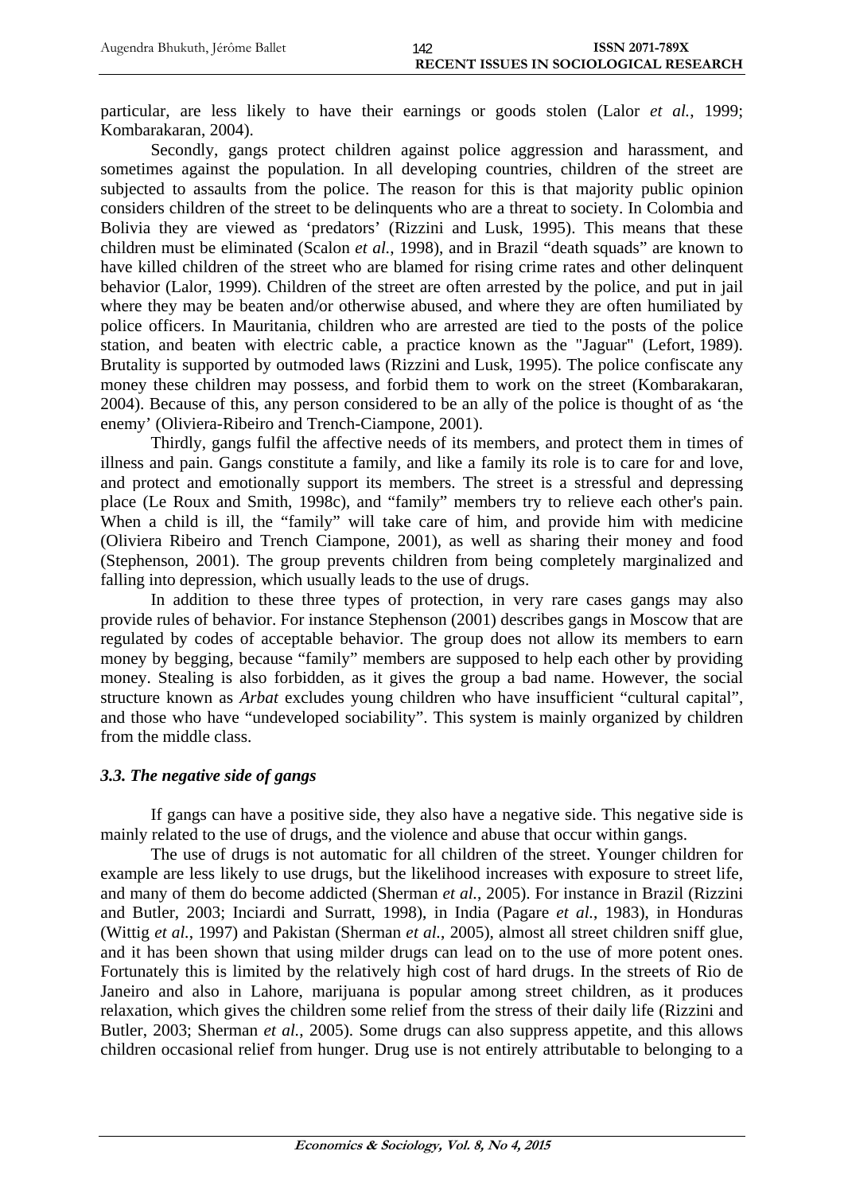particular, are less likely to have their earnings or goods stolen (Lalor *et al.*, 1999; Kombarakaran, 2004).

Secondly, gangs protect children against police aggression and harassment, and sometimes against the population. In all developing countries, children of the street are subjected to assaults from the police. The reason for this is that majority public opinion considers children of the street to be delinquents who are a threat to society. In Colombia and Bolivia they are viewed as 'predators' (Rizzini and Lusk, 1995). This means that these children must be eliminated (Scalon *et al.*, 1998), and in Brazil "death squads" are known to have killed children of the street who are blamed for rising crime rates and other delinquent behavior (Lalor, 1999). Children of the street are often arrested by the police, and put in jail where they may be beaten and/or otherwise abused, and where they are often humiliated by police officers. In Mauritania, children who are arrested are tied to the posts of the police station, and beaten with electric cable, a practice known as the "Jaguar" (Lefort, 1989). Brutality is supported by outmoded laws (Rizzini and Lusk, 1995). The police confiscate any money these children may possess, and forbid them to work on the street (Kombarakaran, 2004). Because of this, any person considered to be an ally of the police is thought of as 'the enemy' (Oliviera-Ribeiro and Trench-Ciampone, 2001).

Thirdly, gangs fulfil the affective needs of its members, and protect them in times of illness and pain. Gangs constitute a family, and like a family its role is to care for and love, and protect and emotionally support its members. The street is a stressful and depressing place (Le Roux and Smith, 1998c), and "family" members try to relieve each other's pain. When a child is ill, the "family" will take care of him, and provide him with medicine (Oliviera Ribeiro and Trench Ciampone, 2001), as well as sharing their money and food (Stephenson, 2001). The group prevents children from being completely marginalized and falling into depression, which usually leads to the use of drugs.

In addition to these three types of protection, in very rare cases gangs may also provide rules of behavior. For instance Stephenson (2001) describes gangs in Moscow that are regulated by codes of acceptable behavior. The group does not allow its members to earn money by begging, because "family" members are supposed to help each other by providing money. Stealing is also forbidden, as it gives the group a bad name. However, the social structure known as *Arbat* excludes young children who have insufficient "cultural capital", and those who have "undeveloped sociability". This system is mainly organized by children from the middle class.

### *3.3. The negative side of gangs*

If gangs can have a positive side, they also have a negative side. This negative side is mainly related to the use of drugs, and the violence and abuse that occur within gangs.

The use of drugs is not automatic for all children of the street. Younger children for example are less likely to use drugs, but the likelihood increases with exposure to street life, and many of them do become addicted (Sherman *et al.*, 2005). For instance in Brazil (Rizzini and Butler, 2003; Inciardi and Surratt, 1998), in India (Pagare *et al.*, 1983), in Honduras (Wittig *et al.*, 1997) and Pakistan (Sherman *et al.*, 2005), almost all street children sniff glue, and it has been shown that using milder drugs can lead on to the use of more potent ones. Fortunately this is limited by the relatively high cost of hard drugs. In the streets of Rio de Janeiro and also in Lahore, marijuana is popular among street children, as it produces relaxation, which gives the children some relief from the stress of their daily life (Rizzini and Butler, 2003; Sherman *et al.*, 2005). Some drugs can also suppress appetite, and this allows children occasional relief from hunger. Drug use is not entirely attributable to belonging to a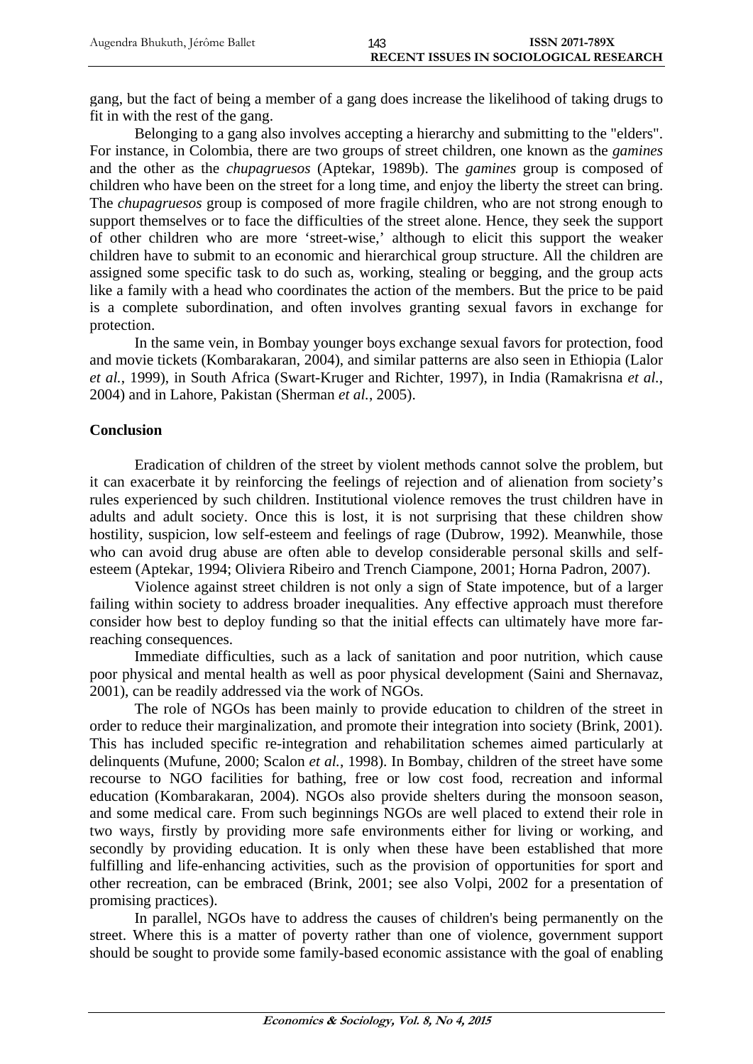gang, but the fact of being a member of a gang does increase the likelihood of taking drugs to fit in with the rest of the gang.

Belonging to a gang also involves accepting a hierarchy and submitting to the "elders". For instance, in Colombia, there are two groups of street children, one known as the *gamines* and the other as the *chupagruesos* (Aptekar, 1989b). The *gamines* group is composed of children who have been on the street for a long time, and enjoy the liberty the street can bring. The *chupagruesos* group is composed of more fragile children, who are not strong enough to support themselves or to face the difficulties of the street alone. Hence, they seek the support of other children who are more 'street-wise,' although to elicit this support the weaker children have to submit to an economic and hierarchical group structure. All the children are assigned some specific task to do such as, working, stealing or begging, and the group acts like a family with a head who coordinates the action of the members. But the price to be paid is a complete subordination, and often involves granting sexual favors in exchange for protection.

In the same vein, in Bombay younger boys exchange sexual favors for protection, food and movie tickets (Kombarakaran, 2004), and similar patterns are also seen in Ethiopia (Lalor *et al.*, 1999), in South Africa (Swart-Kruger and Richter, 1997), in India (Ramakrisna *et al.*, 2004) and in Lahore, Pakistan (Sherman *et al.*, 2005).

## Conclusion

Eradication of children of the street by violent methods cannot solve the problem, but it can exacerbate it by reinforcing the feelings of rejection and of alienation from society's rules experienced by such children. Institutional violence removes the trust children have in adults and adult society. Once this is lost, it is not surprising that these children show hostility, suspicion, low self-esteem and feelings of rage (Dubrow, 1992). Meanwhile, those who can avoid drug abuse are often able to develop considerable personal skills and self-esteem (Aptekar, 1994; Oliviera Ribeiro and Trench Ciampone, 2001; Horna Padron, 2007).

Violence against street children is not only a sign of State impotence, but of a larger failing within society to address broader inequalities. Any effective approach must therefore consider how best to deploy funding so that the initial effects can ultimately have more far-reaching consequences.

Immediate difficulties, such as a lack of sanitation and poor nutrition, which cause poor physical and mental health as well as poor physical development (Saini and Shernavaz, 2001), can be readily addressed via the work of NGOs.

The role of NGOs has been mainly to provide education to children of the street in order to reduce their marginalization, and promote their integration into society (Brink, 2001). This has included specific re-integration and rehabilitation schemes aimed particularly at delinquents (Mufune, 2000; Scalon *et al.*, 1998). In Bombay, children of the street have some recourse to NGO facilities for bathing, free or low cost food, recreation and informal education (Kombarakaran, 2004). NGOs also provide shelters during the monsoon season, and some medical care. From such beginnings NGOs are well placed to extend their role in two ways, firstly by providing more safe environments either for living or working, and secondly by providing education. It is only when these have been established that more fulfilling and life-enhancing activities, such as the provision of opportunities for sport and other recreation, can be embraced (Brink, 2001; see also Volpi, 2002 for a presentation of promising practices).

In parallel, NGOs have to address the causes of children's being permanently on the street. Where this is a matter of poverty rather than one of violence, government support should be sought to provide some family-based economic assistance with the goal of enabling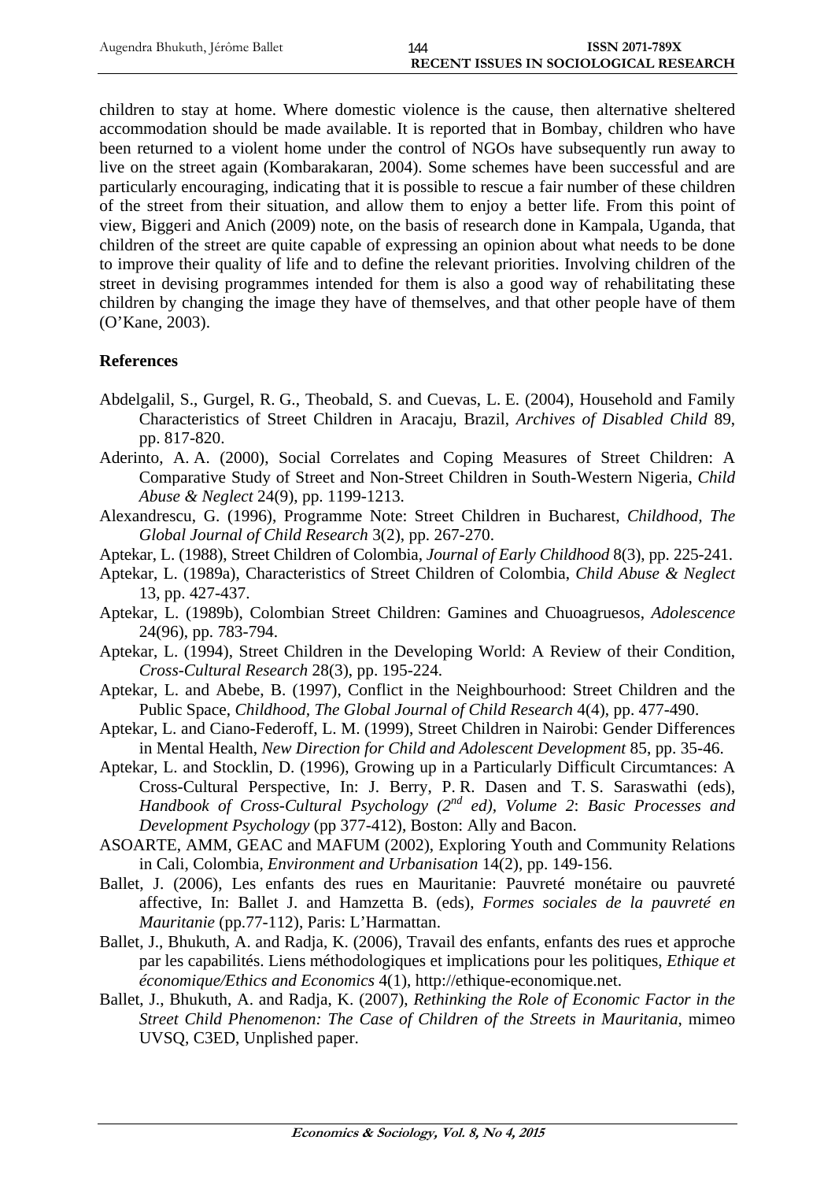children to stay at home. Where domestic violence is the cause, then alternative sheltered accommodation should be made available. It is reported that in Bombay, children who have been returned to a violent home under the control of NGOs have subsequently run away to live on the street again (Kombarakaran, 2004). Some schemes have been successful and are particularly encouraging, indicating that it is possible to rescue a fair number of these children of the street from their situation, and allow them to enjoy a better life. From this point of view, Biggeri and Anich (2009) note, on the basis of research done in Kampala, Uganda, that children of the street are quite capable of expressing an opinion about what needs to be done to improve their quality of life and to define the relevant priorities. Involving children of the street in devising programmes intended for them is also a good way of rehabilitating these children by changing the image they have of themselves, and that other people have of them (O'Kane, 2003).

## References

Abdelgalil, S., Gurgel, R. G., Theobald, S. and Cuevas, L. E. (2004), Household and Family Characteristics of Street Children in Aracaju, Brazil, *Archives of Disabled Child* 89, pp. 817-820.

Aderinto, A. A. (2000), Social Correlates and Coping Measures of Street Children: A Comparative Study of Street and Non-Street Children in South-Western Nigeria, *Child Abuse & Neglect* 24(9), pp. 1199-1213.

Alexandrescu, G. (1996), Programme Note: Street Children in Bucharest, *Childhood, The Global Journal of Child Research* 3(2), pp. 267-270.

Aptekar, L. (1988), Street Children of Colombia, *Journal of Early Childhood* 8(3), pp. 225-241.

Aptekar, L. (1989a), Characteristics of Street Children of Colombia, *Child Abuse & Neglect* 13, pp. 427-437.

Aptekar, L. (1989b), Colombian Street Children: Gamines and Chuoagruesos, *Adolescence* 24(96), pp. 783-794.

Aptekar, L. (1994), Street Children in the Developing World: A Review of their Condition, *Cross-Cultural Research* 28(3), pp. 195-224.

Aptekar, L. and Abebe, B. (1997), Conflict in the Neighbourhood: Street Children and the Public Space, *Childhood, The Global Journal of Child Research* 4(4), pp. 477-490.

Aptekar, L. and Ciano-Federoff, L. M. (1999), Street Children in Nairobi: Gender Differences in Mental Health, *New Direction for Child and Adolescent Development* 85, pp. 35-46.

Aptekar, L. and Stocklin, D. (1996), Growing up in a Particularly Difficult Circumtances: A Cross-Cultural Perspective, In: J. Berry, P. R. Dasen and T. S. Saraswathi (eds), *Handbook of Cross-Cultural Psychology (2nd ed), Volume 2*: *Basic Processes and Development Psychology* (pp 377-412), Boston: Ally and Bacon.

ASOARTE, AMM, GEAC and MAFUM (2002), Exploring Youth and Community Relations in Cali, Colombia, *Environment and Urbanisation* 14(2), pp. 149-156.

Ballet, J. (2006), Les enfants des rues en Mauritanie: Pauvreté monétaire ou pauvreté affective, In: Ballet J. and Hamzetta B. (eds), *Formes sociales de la pauvreté en Mauritanie* (pp.77-112), Paris: L'Harmattan.

Ballet, J., Bhukuth, A. and Radja, K. (2006), Travail des enfants, enfants des rues et approche par les capabilités. Liens méthodologiques et implications pour les politiques, *Ethique et économique/Ethics and Economics* 4(1), http://ethique-economique.net.

Ballet, J., Bhukuth, A. and Radja, K. (2007), *Rethinking the Role of Economic Factor in the Street Child Phenomenon: The Case of Children of the Streets in Mauritania*, mimeo UVSQ, C3ED, Unplished paper.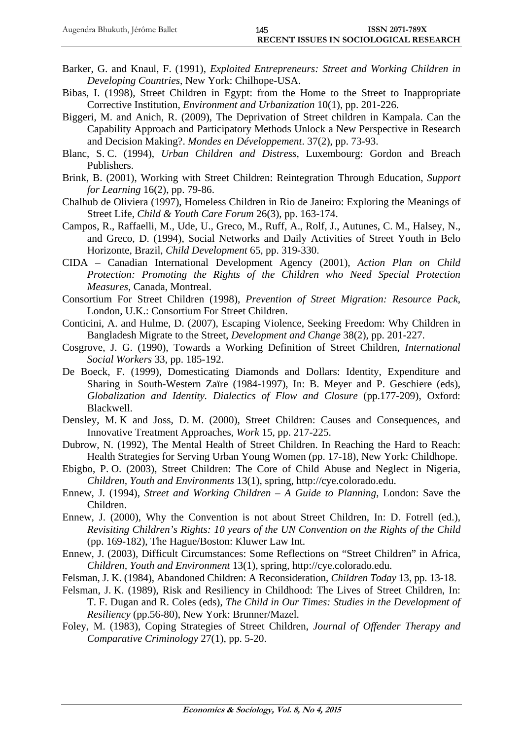Barker, G. and Knaul, F. (1991), *Exploited Entrepreneurs: Street and Working Children in Developing Countries*, New York: Chilhope-USA.

Bibas, I. (1998), Street Children in Egypt: from the Home to the Street to Inappropriate Corrective Institution, *Environment and Urbanization* 10(1), pp. 201-226.

Biggeri, M. and Anich, R. (2009), The Deprivation of Street children in Kampala. Can the Capability Approach and Participatory Methods Unlock a New Perspective in Research and Decision Making?. *Mondes en Développement*. 37(2), pp. 73-93.

Blanc, S. C. (1994), *Urban Children and Distress*, Luxembourg: Gordon and Breach Publishers.

Brink, B. (2001), Working with Street Children: Reintegration Through Education, *Support for Learning* 16(2), pp. 79-86.

Chalhub de Oliviera (1997), Homeless Children in Rio de Janeiro: Exploring the Meanings of Street Life, *Child & Youth Care Forum* 26(3), pp. 163-174.

Campos, R., Raffaelli, M., Ude, U., Greco, M., Ruff, A., Rolf, J., Autunes, C. M., Halsey, N., and Greco, D. (1994), Social Networks and Daily Activities of Street Youth in Belo Horizonte, Brazil, *Child Development* 65, pp. 319-330.

CIDA – Canadian International Development Agency (2001), *Action Plan on Child Protection: Promoting the Rights of the Children who Need Special Protection Measures*, Canada, Montreal.

Consortium For Street Children (1998), *Prevention of Street Migration: Resource Pack*, London, U.K.: Consortium For Street Children.

Conticini, A. and Hulme, D. (2007), Escaping Violence, Seeking Freedom: Why Children in Bangladesh Migrate to the Street, *Development and Change* 38(2), pp. 201-227.

Cosgrove, J. G. (1990), Towards a Working Definition of Street Children, *International Social Workers* 33, pp. 185-192.

De Boeck, F. (1999), Domesticating Diamonds and Dollars: Identity, Expenditure and Sharing in South-Western Zaïre (1984-1997), In: B. Meyer and P. Geschiere (eds), *Globalization and Identity. Dialectics of Flow and Closure* (pp.177-209), Oxford: Blackwell.

Densley, M. K and Joss, D. M. (2000), Street Children: Causes and Consequences, and Innovative Treatment Approaches, *Work* 15, pp. 217-225.

Dubrow, N. (1992), The Mental Health of Street Children. In Reaching the Hard to Reach: Health Strategies for Serving Urban Young Women (pp. 17-18), New York: Childhope.

Ebigbo, P. O. (2003), Street Children: The Core of Child Abuse and Neglect in Nigeria, *Children, Youth and Environments* 13(1), spring, http://cye.colorado.edu.

Ennew, J. (1994), *Street and Working Children – A Guide to Planning*, London: Save the Children.

Ennew, J. (2000), Why the Convention is not about Street Children, In: D. Fotrell (ed.), *Revisiting Children's Rights: 10 years of the UN Convention on the Rights of the Child* (pp. 169-182), The Hague/Boston: Kluwer Law Int.

Ennew, J. (2003), Difficult Circumstances: Some Reflections on "Street Children" in Africa, *Children, Youth and Environment* 13(1), spring, http://cye.colorado.edu.

Felsman, J. K. (1984), Abandoned Children: A Reconsideration, *Children Today* 13, pp. 13-18.

Felsman, J. K. (1989), Risk and Resiliency in Childhood: The Lives of Street Children, In: T. F. Dugan and R. Coles (eds), *The Child in Our Times: Studies in the Development of Resiliency* (pp.56-80), New York: Brunner/Mazel.

Foley, M. (1983), Coping Strategies of Street Children, *Journal of Offender Therapy and Comparative Criminology* 27(1), pp. 5-20.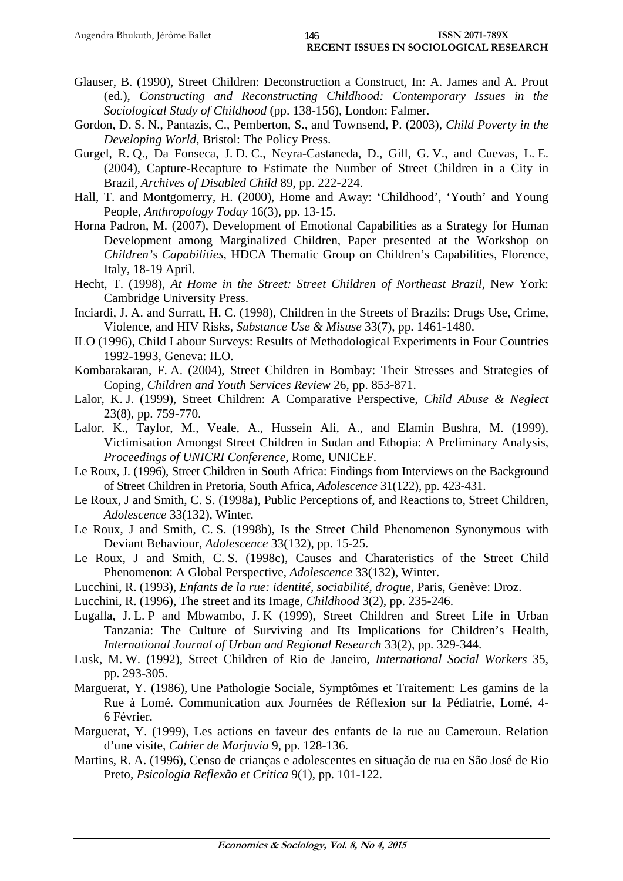Glauser, B. (1990), Street Children: Deconstruction a Construct, In: A. James and A. Prout (ed.), *Constructing and Reconstructing Childhood: Contemporary Issues in the Sociological Study of Childhood* (pp. 138-156), London: Falmer.

Gordon, D. S. N., Pantazis, C., Pemberton, S., and Townsend, P. (2003), *Child Poverty in the Developing World*, Bristol: The Policy Press.

Gurgel, R. Q., Da Fonseca, J. D. C., Neyra-Castaneda, D., Gill, G. V., and Cuevas, L. E. (2004), Capture-Recapture to Estimate the Number of Street Children in a City in Brazil, *Archives of Disabled Child* 89, pp. 222-224.

Hall, T. and Montgomerry, H. (2000), Home and Away: 'Childhood', 'Youth' and Young People, *Anthropology Today* 16(3), pp. 13-15.

Horna Padron, M. (2007), Development of Emotional Capabilities as a Strategy for Human Development among Marginalized Children, Paper presented at the Workshop on *Children's Capabilities*, HDCA Thematic Group on Children's Capabilities, Florence, Italy, 18-19 April.

Hecht, T. (1998), *At Home in the Street: Street Children of Northeast Brazil*, New York: Cambridge University Press.

Inciardi, J. A. and Surratt, H. C. (1998), Children in the Streets of Brazils: Drugs Use, Crime, Violence, and HIV Risks, *Substance Use & Misuse* 33(7), pp. 1461-1480.

ILO (1996), Child Labour Surveys: Results of Methodological Experiments in Four Countries 1992-1993, Geneva: ILO.

Kombarakaran, F. A. (2004), Street Children in Bombay: Their Stresses and Strategies of Coping, *Children and Youth Services Review* 26, pp. 853-871.

Lalor, K. J. (1999), Street Children: A Comparative Perspective, *Child Abuse & Neglect* 23(8), pp. 759-770.

Lalor, K., Taylor, M., Veale, A., Hussein Ali, A., and Elamin Bushra, M. (1999), Victimisation Amongst Street Children in Sudan and Ethopia: A Preliminary Analysis, *Proceedings of UNICRI Conference*, Rome, UNICEF.

Le Roux, J. (1996), Street Children in South Africa: Findings from Interviews on the Background of Street Children in Pretoria, South Africa, *Adolescence* 31(122), pp. 423-431.

Le Roux, J and Smith, C. S. (1998a), Public Perceptions of, and Reactions to, Street Children, *Adolescence* 33(132), Winter.

Le Roux, J and Smith, C. S. (1998b), Is the Street Child Phenomenon Synonymous with Deviant Behaviour, *Adolescence* 33(132), pp. 15-25.

Le Roux, J and Smith, C. S. (1998c), Causes and Charateristics of the Street Child Phenomenon: A Global Perspective, *Adolescence* 33(132), Winter.

Lucchini, R. (1993), *Enfants de la rue: identité, sociabilité, drogue*, Paris, Genève: Droz.

Lucchini, R. (1996), The street and its Image, *Childhood* 3(2), pp. 235-246.

Lugalla, J. L. P and Mbwambo, J. K (1999), Street Children and Street Life in Urban Tanzania: The Culture of Surviving and Its Implications for Children's Health, *International Journal of Urban and Regional Research* 33(2), pp. 329-344.

Lusk, M. W. (1992), Street Children of Rio de Janeiro, *International Social Workers* 35, pp. 293-305.

Marguerat, Y. (1986), Une Pathologie Sociale, Symptômes et Traitement: Les gamins de la Rue à Lomé. Communication aux Journées de Réflexion sur la Pédiatrie, Lomé, 4-6 Février.

Marguerat, Y. (1999), Les actions en faveur des enfants de la rue au Cameroun. Relation d'une visite, *Cahier de Marjuvia* 9, pp. 128-136.

Martins, R. A. (1996), Censo de crianças e adolescentes en situação de rua en São José de Rio Preto, *Psicologia Reflexão et Critica* 9(1), pp. 101-122.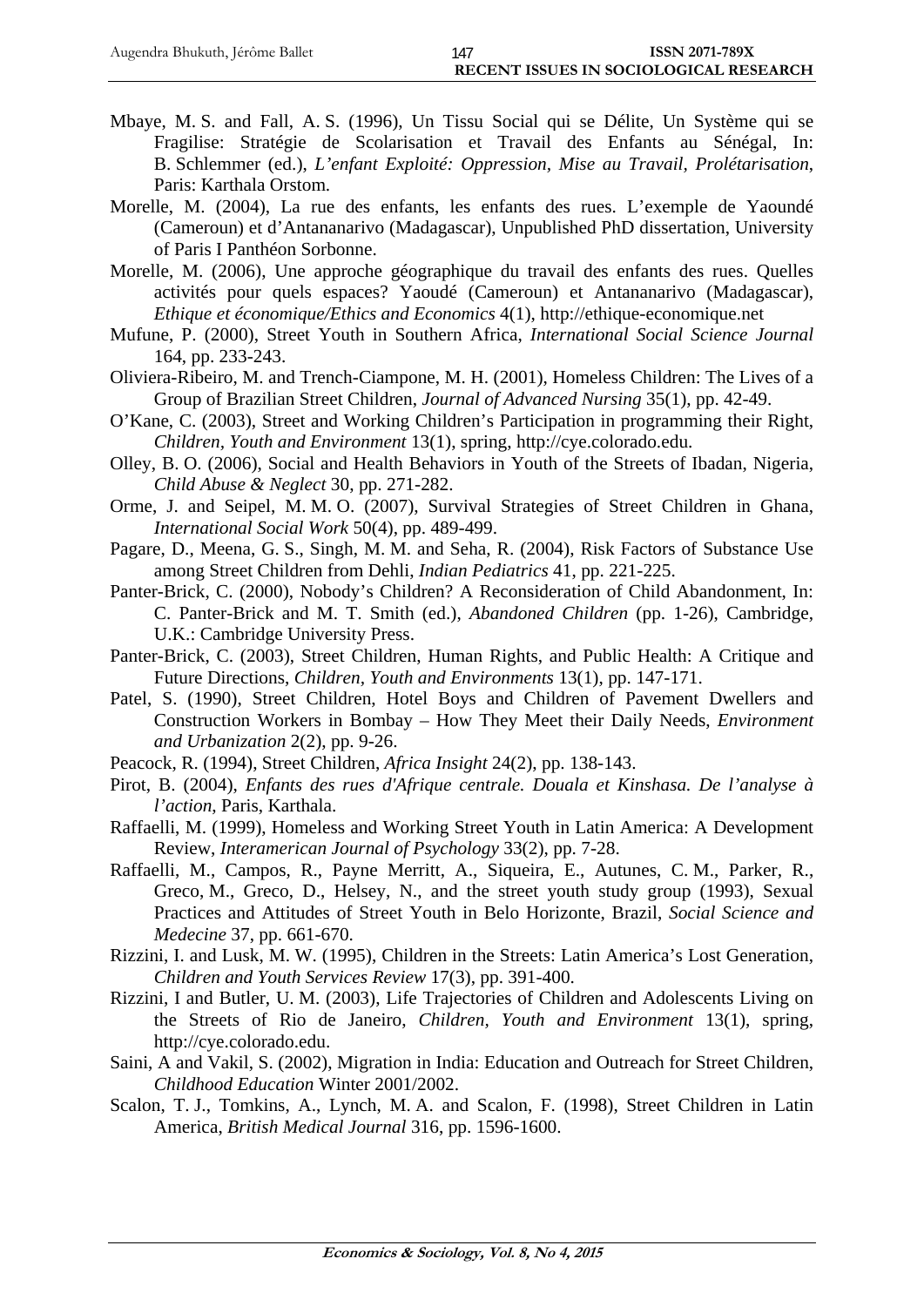Mbaye, M. S. and Fall, A. S. (1996), Un Tissu Social qui se Délite, Un Système qui se Fragilise: Stratégie de Scolarisation et Travail des Enfants au Sénégal, In: B. Schlemmer (ed.), *L'enfant Exploité: Oppression, Mise au Travail, Prolétarisation*, Paris: Karthala Orstom.

Morelle, M. (2004), La rue des enfants, les enfants des rues. L'exemple de Yaoundé (Cameroun) et d'Antananarivo (Madagascar), Unpublished PhD dissertation, University of Paris I Panthéon Sorbonne.

Morelle, M. (2006), Une approche géographique du travail des enfants des rues. Quelles activités pour quels espaces? Yaoudé (Cameroun) et Antananarivo (Madagascar), *Ethique et économique/Ethics and Economics* 4(1), http://ethique-economique.net

Mufune, P. (2000), Street Youth in Southern Africa, *International Social Science Journal* 164, pp. 233-243.

Oliviera-Ribeiro, M. and Trench-Ciampone, M. H. (2001), Homeless Children: The Lives of a Group of Brazilian Street Children, *Journal of Advanced Nursing* 35(1), pp. 42-49.

O'Kane, C. (2003), Street and Working Children's Participation in programming their Right, *Children, Youth and Environment* 13(1), spring, http://cye.colorado.edu.

Olley, B. O. (2006), Social and Health Behaviors in Youth of the Streets of Ibadan, Nigeria, *Child Abuse & Neglect* 30, pp. 271-282.

Orme, J. and Seipel, M. M. O. (2007), Survival Strategies of Street Children in Ghana, *International Social Work* 50(4), pp. 489-499.

Pagare, D., Meena, G. S., Singh, M. M. and Seha, R. (2004), Risk Factors of Substance Use among Street Children from Dehli, *Indian Pediatrics* 41, pp. 221-225.

Panter-Brick, C. (2000), Nobody's Children? A Reconsideration of Child Abandonment, In: C. Panter-Brick and M. T. Smith (ed.), *Abandoned Children* (pp. 1-26), Cambridge, U.K.: Cambridge University Press.

Panter-Brick, C. (2003), Street Children, Human Rights, and Public Health: A Critique and Future Directions, *Children, Youth and Environments* 13(1), pp. 147-171.

Patel, S. (1990), Street Children, Hotel Boys and Children of Pavement Dwellers and Construction Workers in Bombay – How They Meet their Daily Needs, *Environment and Urbanization* 2(2), pp. 9-26.

Peacock, R. (1994), Street Children, *Africa Insight* 24(2), pp. 138-143.

Pirot, B. (2004), *Enfants des rues d'Afrique centrale. Douala et Kinshasa. De l'analyse à l'action*, Paris, Karthala.

Raffaelli, M. (1999), Homeless and Working Street Youth in Latin America: A Development Review, *Interamerican Journal of Psychology* 33(2), pp. 7-28.

Raffaelli, M., Campos, R., Payne Merritt, A., Siqueira, E., Autunes, C. M., Parker, R., Greco, M., Greco, D., Helsey, N., and the street youth study group (1993), Sexual Practices and Attitudes of Street Youth in Belo Horizonte, Brazil, *Social Science and Medecine* 37, pp. 661-670.

Rizzini, I. and Lusk, M. W. (1995), Children in the Streets: Latin America's Lost Generation, *Children and Youth Services Review* 17(3), pp. 391-400.

Rizzini, I and Butler, U. M. (2003), Life Trajectories of Children and Adolescents Living on the Streets of Rio de Janeiro, *Children, Youth and Environment* 13(1), spring, http://cye.colorado.edu.

Saini, A and Vakil, S. (2002), Migration in India: Education and Outreach for Street Children, *Childhood Education* Winter 2001/2002.

Scalon, T. J., Tomkins, A., Lynch, M. A. and Scalon, F. (1998), Street Children in Latin America, *British Medical Journal* 316, pp. 1596-1600.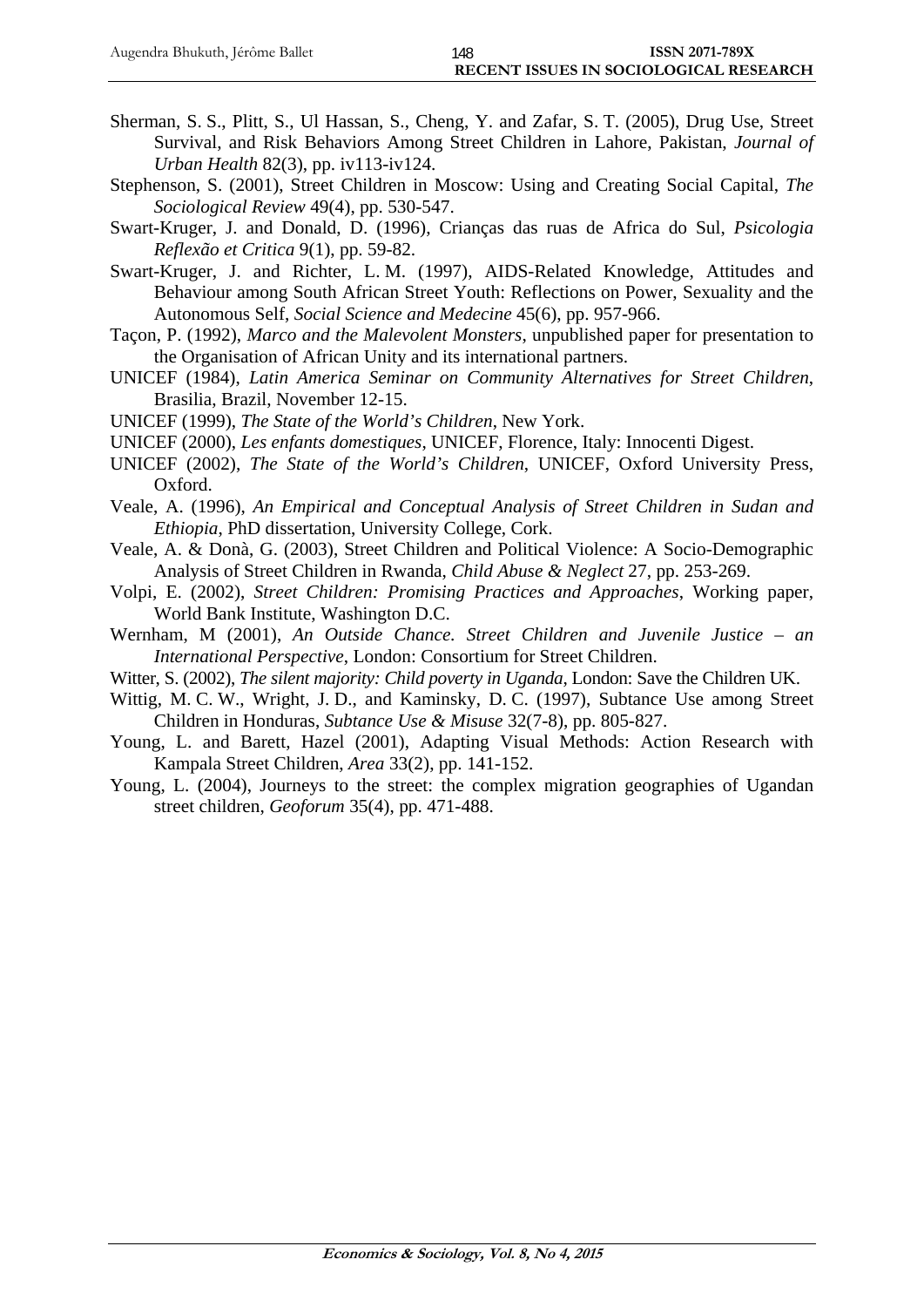Sherman, S. S., Plitt, S., Ul Hassan, S., Cheng, Y. and Zafar, S. T. (2005), Drug Use, Street Survival, and Risk Behaviors Among Street Children in Lahore, Pakistan, *Journal of Urban Health* 82(3), pp. iv113-iv124.

Stephenson, S. (2001), Street Children in Moscow: Using and Creating Social Capital, *The Sociological Review* 49(4), pp. 530-547.

Swart-Kruger, J. and Donald, D. (1996), Crianças das ruas de Africa do Sul, *Psicologia Reflexão et Critica* 9(1), pp. 59-82.

Swart-Kruger, J. and Richter, L. M. (1997), AIDS-Related Knowledge, Attitudes and Behaviour among South African Street Youth: Reflections on Power, Sexuality and the Autonomous Self, *Social Science and Medecine* 45(6), pp. 957-966.

Taçon, P. (1992), *Marco and the Malevolent Monsters*, unpublished paper for presentation to the Organisation of African Unity and its international partners.

UNICEF (1984), *Latin America Seminar on Community Alternatives for Street Children*, Brasilia, Brazil, November 12-15.

UNICEF (1999), *The State of the World's Children*, New York.

UNICEF (2000), *Les enfants domestiques*, UNICEF, Florence, Italy: Innocenti Digest.

UNICEF (2002), *The State of the World's Children*, UNICEF, Oxford University Press, Oxford.

Veale, A. (1996), *An Empirical and Conceptual Analysis of Street Children in Sudan and Ethiopia*, PhD dissertation, University College, Cork.

Veale, A. & Donà, G. (2003), Street Children and Political Violence: A Socio-Demographic Analysis of Street Children in Rwanda, *Child Abuse & Neglect* 27, pp. 253-269.

Volpi, E. (2002), *Street Children: Promising Practices and Approaches*, Working paper, World Bank Institute, Washington D.C.

Wernham, M (2001), *An Outside Chance. Street Children and Juvenile Justice – an International Perspective*, London: Consortium for Street Children.

Witter, S. (2002), *The silent majority: Child poverty in Uganda*, London: Save the Children UK.

Wittig, M. C. W., Wright, J. D., and Kaminsky, D. C. (1997), Subtance Use among Street Children in Honduras, *Subtance Use & Misuse* 32(7-8), pp. 805-827.

Young, L. and Barett, Hazel (2001), Adapting Visual Methods: Action Research with Kampala Street Children, *Area* 33(2), pp. 141-152.

Young, L. (2004), Journeys to the street: the complex migration geographies of Ugandan street children, *Geoforum* 35(4), pp. 471-488.